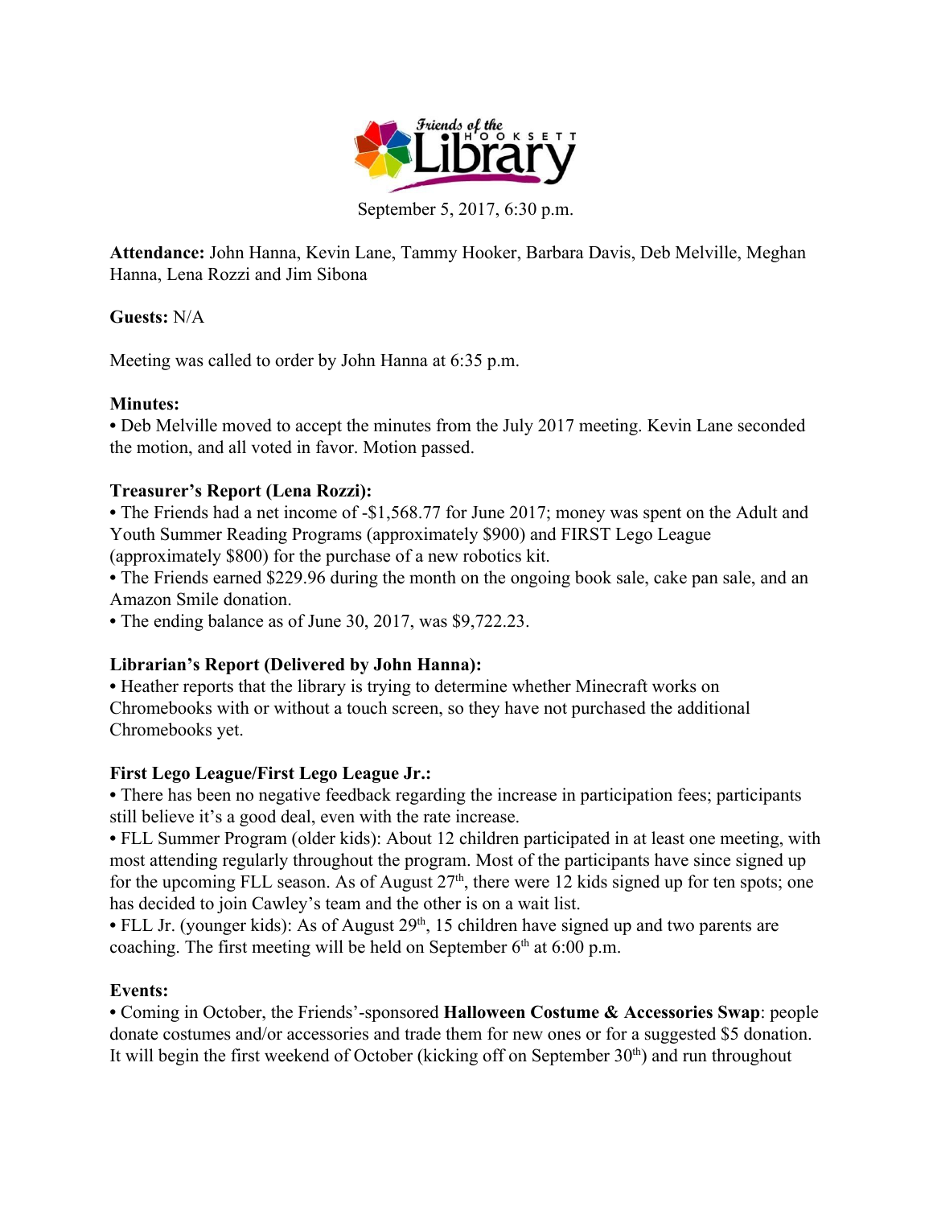Friends of the Hooksett Library

September 5, 2017, 6:30 p.m.

**Attendance:** John Hanna, Kevin Lane, Tammy Hooker, Barbara Davis, Deb Melville, Meghan Hanna, Lena Rozzi and Jim Sibona

**Guests:** N/A

Meeting was called to order by John Hanna at 6:35 p.m.

**Minutes:**

• Deb Melville moved to accept the minutes from the July 2017 meeting. Kevin Lane seconded the motion, and all voted in favor. Motion passed.

**Treasurer's Report (Lena Rozzi):**

• The Friends had a net income of -$1,568.77 for June 2017; money was spent on the Adult and Youth Summer Reading Programs (approximately $900) and FIRST Lego League (approximately $800) for the purchase of a new robotics kit.

• The Friends earned $229.96 during the month on the ongoing book sale, cake pan sale, and an Amazon Smile donation.

• The ending balance as of June 30, 2017, was $9,722.23.

**Librarian's Report (Delivered by John Hanna):**

• Heather reports that the library is trying to determine whether Minecraft works on Chromebooks with or without a touch screen, so they have not purchased the additional Chromebooks yet.

**First Lego League/First Lego League Jr.:**

• There has been no negative feedback regarding the increase in participation fees; participants still believe it's a good deal, even with the rate increase.

• FLL Summer Program (older kids): About 12 children participated in at least one meeting, with most attending regularly throughout the program. Most of the participants have since signed up for the upcoming FLL season. As of August 27th, there were 12 kids signed up for ten spots; one has decided to join Cawley's team and the other is on a wait list.

• FLL Jr. (younger kids): As of August 29th, 15 children have signed up and two parents are coaching. The first meeting will be held on September 6th at 6:00 p.m.

**Events:**

• Coming in October, the Friends'-sponsored **Halloween Costume & Accessories Swap**: people donate costumes and/or accessories and trade them for new ones or for a suggested $5 donation. It will begin the first weekend of October (kicking off on September 30th) and run throughout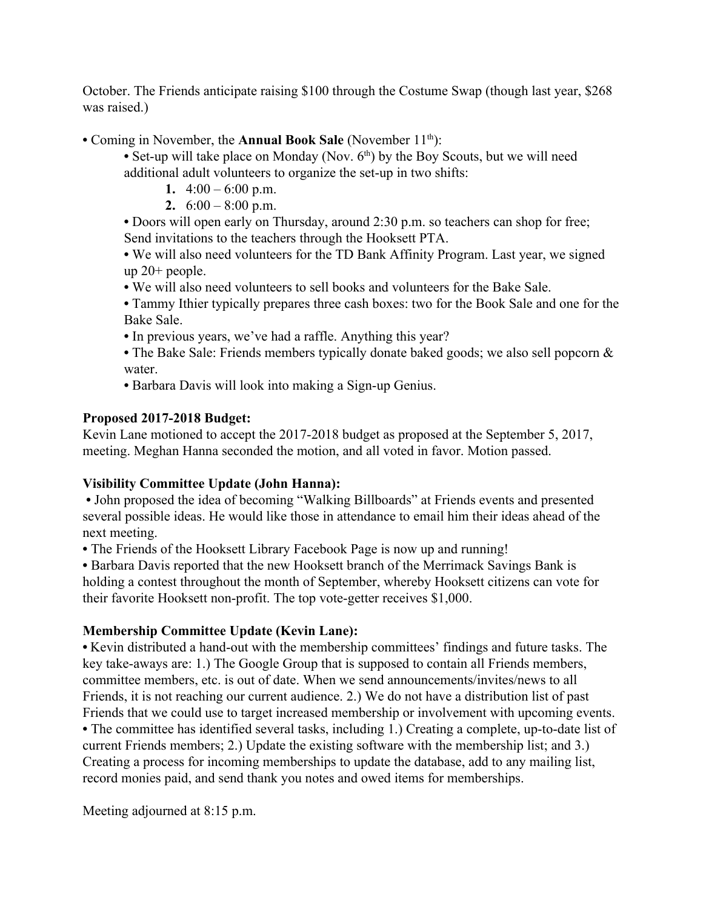October. The Friends anticipate raising $100 through the Costume Swap (though last year, $268 was raised.)

• Coming in November, the **Annual Book Sale** (November 11th):

• Set-up will take place on Monday (Nov. 6th) by the Boy Scouts, but we will need additional adult volunteers to organize the set-up in two shifts:

1. 4:00 – 6:00 p.m.
2. 6:00 – 8:00 p.m.

• Doors will open early on Thursday, around 2:30 p.m. so teachers can shop for free; Send invitations to the teachers through the Hooksett PTA.

• We will also need volunteers for the TD Bank Affinity Program. Last year, we signed up 20+ people.

• We will also need volunteers to sell books and volunteers for the Bake Sale.

• Tammy Ithier typically prepares three cash boxes: two for the Book Sale and one for the Bake Sale.

• In previous years, we've had a raffle. Anything this year?

• The Bake Sale: Friends members typically donate baked goods; we also sell popcorn & water.

• Barbara Davis will look into making a Sign-up Genius.

**Proposed 2017-2018 Budget:**

Kevin Lane motioned to accept the 2017-2018 budget as proposed at the September 5, 2017, meeting. Meghan Hanna seconded the motion, and all voted in favor. Motion passed.

**Visibility Committee Update (John Hanna):**

• John proposed the idea of becoming "Walking Billboards" at Friends events and presented several possible ideas. He would like those in attendance to email him their ideas ahead of the next meeting.

• The Friends of the Hooksett Library Facebook Page is now up and running!

• Barbara Davis reported that the new Hooksett branch of the Merrimack Savings Bank is holding a contest throughout the month of September, whereby Hooksett citizens can vote for their favorite Hooksett non-profit. The top vote-getter receives $1,000.

**Membership Committee Update (Kevin Lane):**

• Kevin distributed a hand-out with the membership committees' findings and future tasks. The key take-aways are: 1.) The Google Group that is supposed to contain all Friends members, committee members, etc. is out of date. When we send announcements/invites/news to all Friends, it is not reaching our current audience. 2.) We do not have a distribution list of past Friends that we could use to target increased membership or involvement with upcoming events.

• The committee has identified several tasks, including 1.) Creating a complete, up-to-date list of current Friends members; 2.) Update the existing software with the membership list; and 3.) Creating a process for incoming memberships to update the database, add to any mailing list, record monies paid, and send thank you notes and owed items for memberships.

Meeting adjourned at 8:15 p.m.